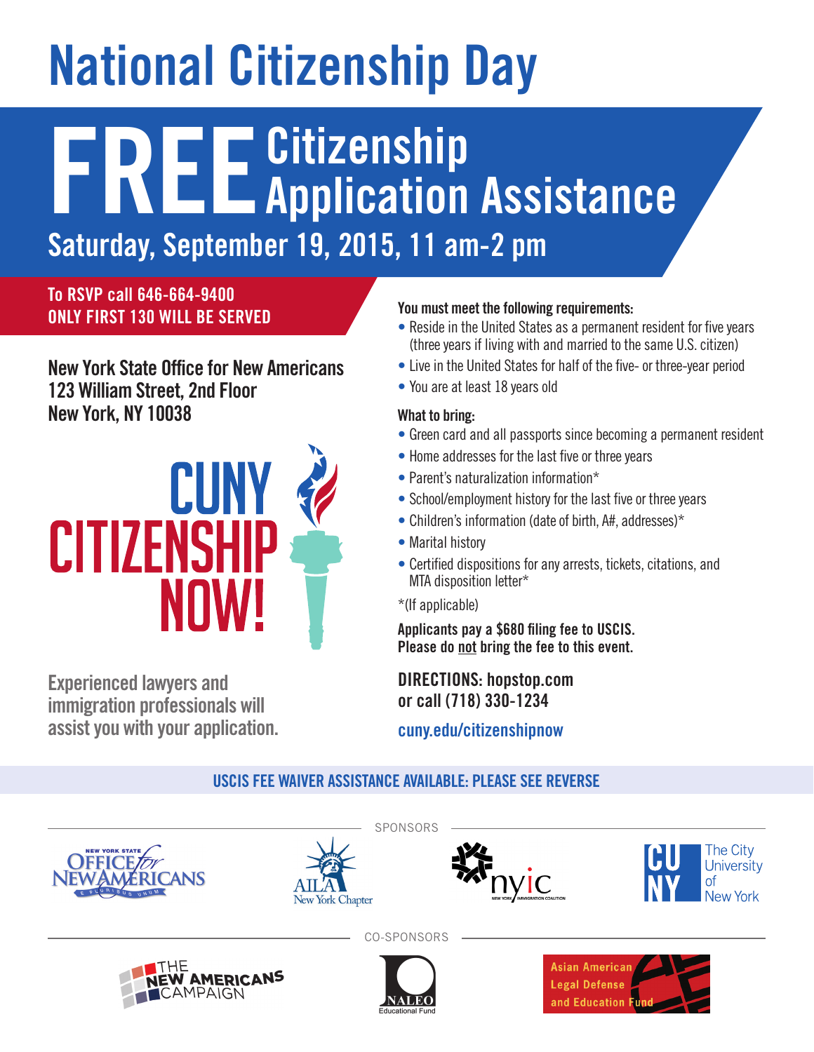# National Citizenship Day

## FREE Citizenship Application Assistance

## Saturday, September 19, 2015, 11 am-2 pm

**To RSVP call 646-664-9400**
**ONLY FIRST 130 WILL BE SERVED**

**New York State Office for New Americans**
**123 William Street, 2nd Floor**
**New York, NY 10038**

CUNY CITIZENSHIP NOW!

Experienced lawyers and immigration professionals will assist you with your application.

**You must meet the following requirements:**

- Reside in the United States as a permanent resident for five years (three years if living with and married to the same U.S. citizen)
- Live in the United States for half of the five- or three-year period
- You are at least 18 years old

**What to bring:**

- Green card and all passports since becoming a permanent resident
- Home addresses for the last five or three years
- Parent's naturalization information*
- School/employment history for the last five or three years
- Children's information (date of birth, A#, addresses)*
- Marital history
- Certified dispositions for any arrests, tickets, citations, and MTA disposition letter*

*(If applicable)

**Applicants pay a $680 filing fee to USCIS.**
**Please do not bring the fee to this event.**

**DIRECTIONS: hopstop.com**
**or call (718) 330-1234**

cuny.edu/citizenshipnow

**USCIS FEE WAIVER ASSISTANCE AVAILABLE: PLEASE SEE REVERSE**

SPONSORS

New York State Office for New Americans — AILA New York Chapter — nyic New York Immigration Coalition — CUNY The City University of New York

CO-SPONSORS

The New Americans Campaign — NALEO Educational Fund — Asian American Legal Defense and Education Fund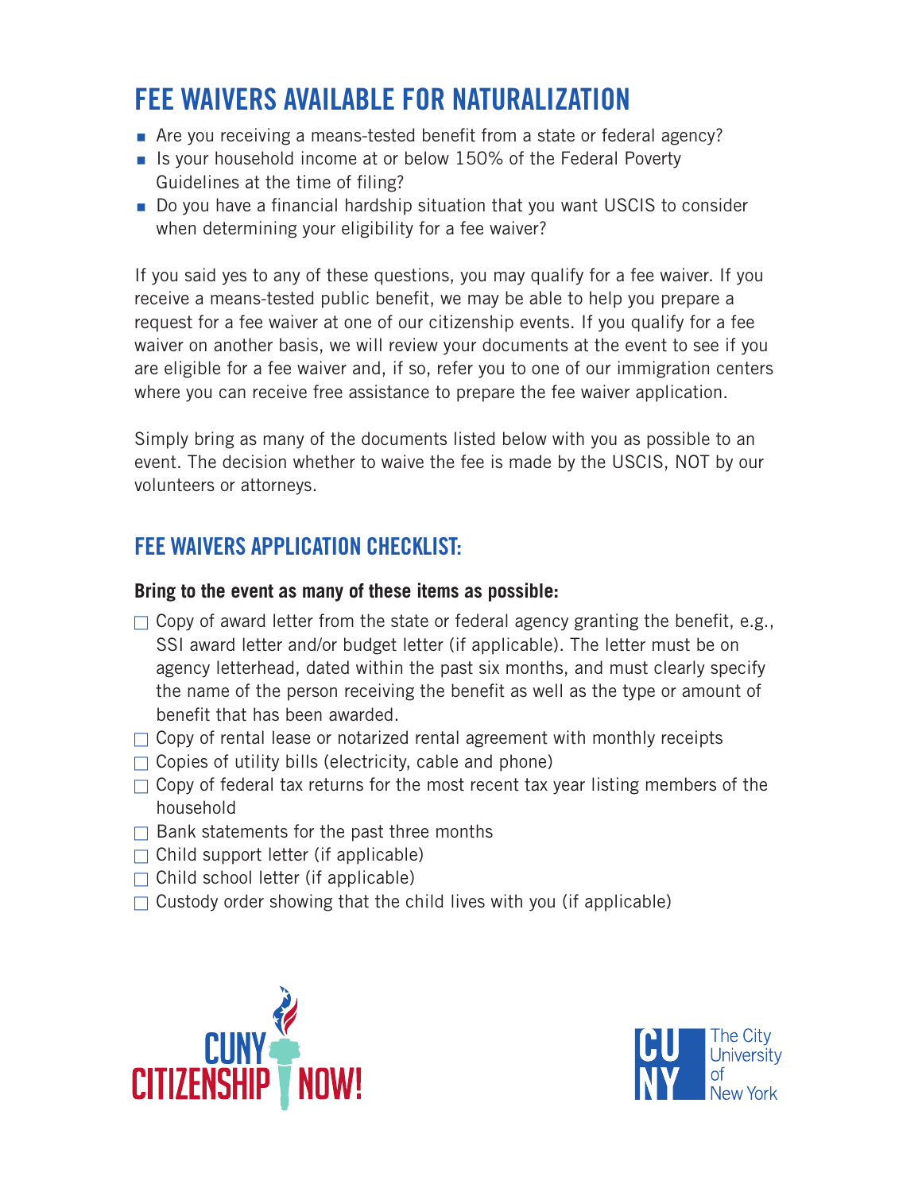# FEE WAIVERS AVAILABLE FOR NATURALIZATION

- Are you receiving a means-tested benefit from a state or federal agency?
- Is your household income at or below 150% of the Federal Poverty Guidelines at the time of filing?
- Do you have a financial hardship situation that you want USCIS to consider when determining your eligibility for a fee waiver?

If you said yes to any of these questions, you may qualify for a fee waiver. If you receive a means-tested public benefit, we may be able to help you prepare a request for a fee waiver at one of our citizenship events. If you qualify for a fee waiver on another basis, we will review your documents at the event to see if you are eligible for a fee waiver and, if so, refer you to one of our immigration centers where you can receive free assistance to prepare the fee waiver application.

Simply bring as many of the documents listed below with you as possible to an event. The decision whether to waive the fee is made by the USCIS, NOT by our volunteers or attorneys.

## FEE WAIVERS APPLICATION CHECKLIST:

**Bring to the event as many of these items as possible:**

- [ ] Copy of award letter from the state or federal agency granting the benefit, e.g., SSI award letter and/or budget letter (if applicable). The letter must be on agency letterhead, dated within the past six months, and must clearly specify the name of the person receiving the benefit as well as the type or amount of benefit that has been awarded.
- [ ] Copy of rental lease or notarized rental agreement with monthly receipts
- [ ] Copies of utility bills (electricity, cable and phone)
- [ ] Copy of federal tax returns for the most recent tax year listing members of the household
- [ ] Bank statements for the past three months
- [ ] Child support letter (if applicable)
- [ ] Child school letter (if applicable)
- [ ] Custody order showing that the child lives with you (if applicable)

CUNY CITIZENSHIP NOW!

CUNY The City University of New York